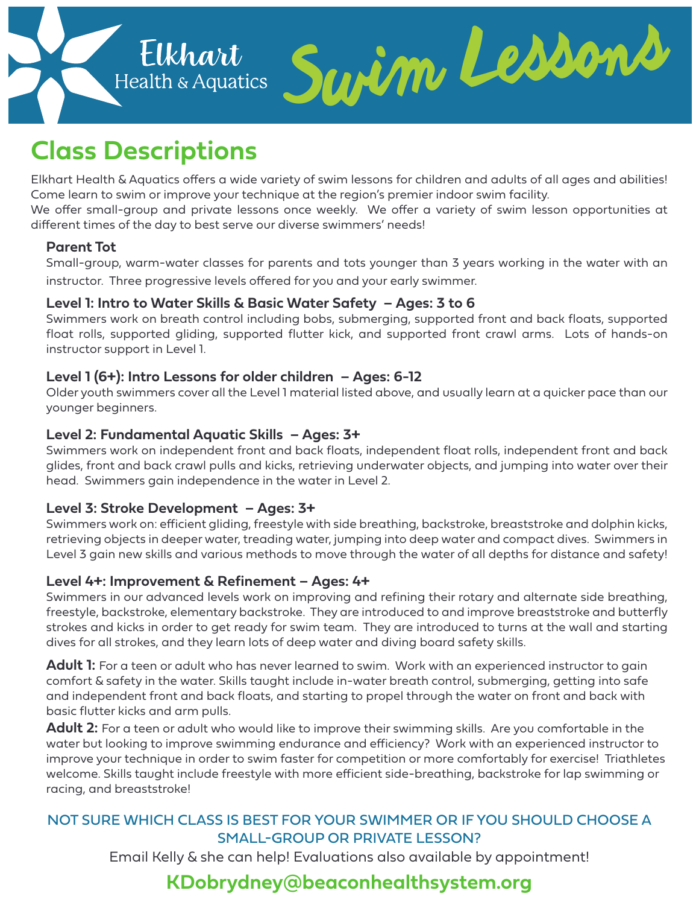# Elkhart Health & Aquatics Swim Lessons

## Class Descriptions

Elkhart Health & Aquatics offers a wide variety of swim lessons for children and adults of all ages and abilities! Come learn to swim or improve your technique at the region's premier indoor swim facility.
We offer small-group and private lessons once weekly. We offer a variety of swim lesson opportunities at different times of the day to best serve our diverse swimmers' needs!

### Parent Tot

Small-group, warm-water classes for parents and tots younger than 3 years working in the water with an instructor. Three progressive levels offered for you and your early swimmer.

### Level 1: Intro to Water Skills & Basic Water Safety – Ages: 3 to 6

Swimmers work on breath control including bobs, submerging, supported front and back floats, supported float rolls, supported gliding, supported flutter kick, and supported front crawl arms. Lots of hands-on instructor support in Level 1.

### Level 1 (6+): Intro Lessons for older children – Ages: 6-12

Older youth swimmers cover all the Level 1 material listed above, and usually learn at a quicker pace than our younger beginners.

### Level 2: Fundamental Aquatic Skills – Ages: 3+

Swimmers work on independent front and back floats, independent float rolls, independent front and back glides, front and back crawl pulls and kicks, retrieving underwater objects, and jumping into water over their head. Swimmers gain independence in the water in Level 2.

### Level 3: Stroke Development – Ages: 3+

Swimmers work on: efficient gliding, freestyle with side breathing, backstroke, breaststroke and dolphin kicks, retrieving objects in deeper water, treading water, jumping into deep water and compact dives. Swimmers in Level 3 gain new skills and various methods to move through the water of all depths for distance and safety!

### Level 4+: Improvement & Refinement – Ages: 4+

Swimmers in our advanced levels work on improving and refining their rotary and alternate side breathing, freestyle, backstroke, elementary backstroke. They are introduced to and improve breaststroke and butterfly strokes and kicks in order to get ready for swim team. They are introduced to turns at the wall and starting dives for all strokes, and they learn lots of deep water and diving board safety skills.

**Adult 1:** For a teen or adult who has never learned to swim. Work with an experienced instructor to gain comfort & safety in the water. Skills taught include in-water breath control, submerging, getting into safe and independent front and back floats, and starting to propel through the water on front and back with basic flutter kicks and arm pulls.

**Adult 2:** For a teen or adult who would like to improve their swimming skills. Are you comfortable in the water but looking to improve swimming endurance and efficiency? Work with an experienced instructor to improve your technique in order to swim faster for competition or more comfortably for exercise! Triathletes welcome. Skills taught include freestyle with more efficient side-breathing, backstroke for lap swimming or racing, and breaststroke!

NOT SURE WHICH CLASS IS BEST FOR YOUR SWIMMER OR IF YOU SHOULD CHOOSE A SMALL-GROUP OR PRIVATE LESSON?

Email Kelly & she can help! Evaluations also available by appointment!

**KDobrydney@beaconhealthsystem.org**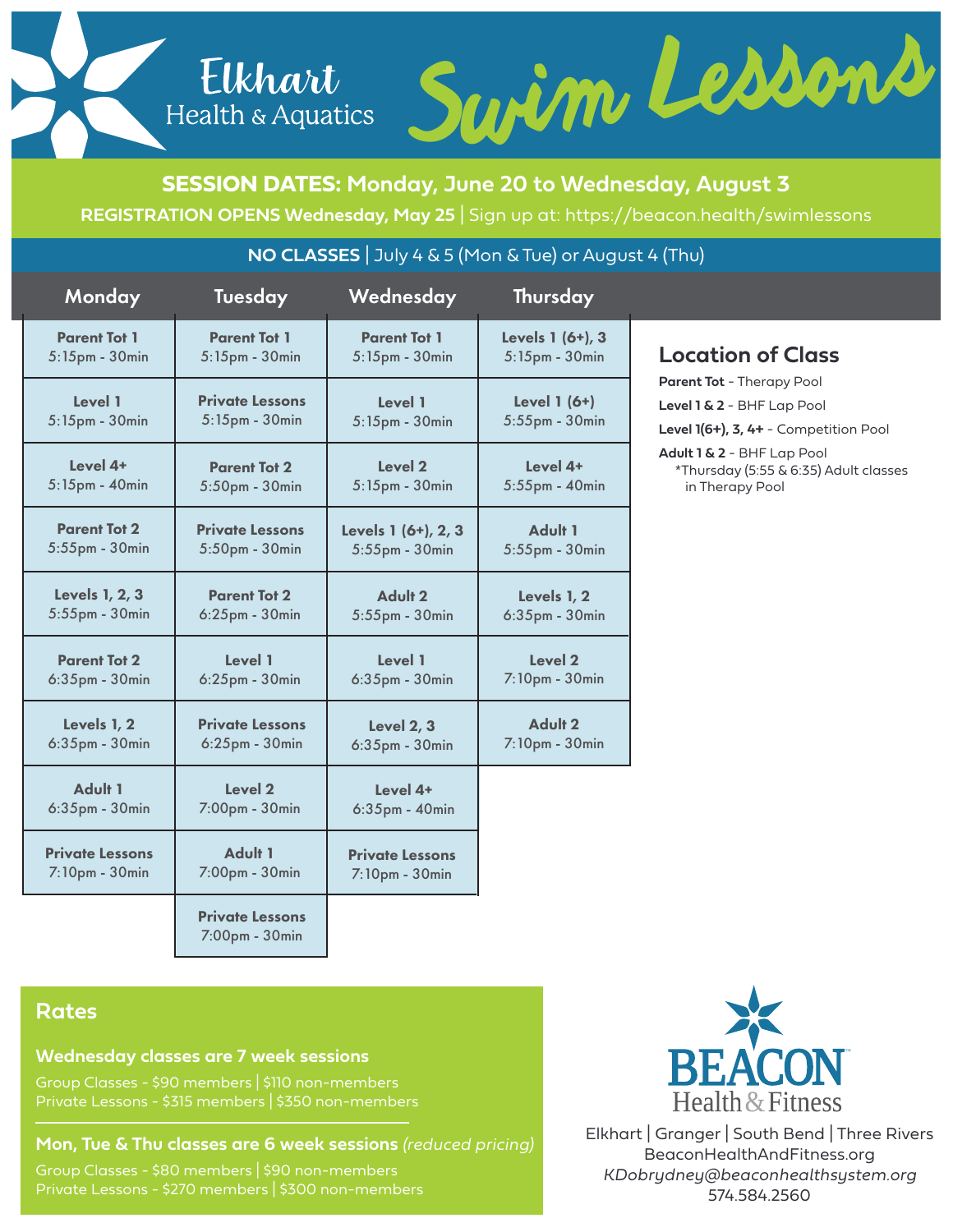# Elkhart Health & Aquatics Swim Lessons

**SESSION DATES: Monday, June 20 to Wednesday, August 3**

**REGISTRATION OPENS Wednesday, May 25** | Sign up at: https://beacon.health/swimlessons

**NO CLASSES** | July 4 & 5 (Mon & Tue) or August 4 (Thu)

| Monday | Tuesday | Wednesday | Thursday |
|---|---|---|---|
| **Parent Tot 1** 5:15pm - 30min | **Parent Tot 1** 5:15pm - 30min | **Parent Tot 1** 5:15pm - 30min | **Levels 1 (6+), 3** 5:15pm - 30min |
| **Level 1** 5:15pm - 30min | **Private Lessons** 5:15pm - 30min | **Level 1** 5:15pm - 30min | **Level 1 (6+)** 5:55pm - 30min |
| **Level 4+** 5:15pm - 40min | **Parent Tot 2** 5:50pm - 30min | **Level 2** 5:15pm - 30min | **Level 4+** 5:55pm - 40min |
| **Parent Tot 2** 5:55pm - 30min | **Private Lessons** 5:50pm - 30min | **Levels 1 (6+), 2, 3** 5:55pm - 30min | **Adult 1** 5:55pm - 30min |
| **Levels 1, 2, 3** 5:55pm - 30min | **Parent Tot 2** 6:25pm - 30min | **Adult 2** 5:55pm - 30min | **Levels 1, 2** 6:35pm - 30min |
| **Parent Tot 2** 6:35pm - 30min | **Level 1** 6:25pm - 30min | **Level 1** 6:35pm - 30min | **Level 2** 7:10pm - 30min |
| **Levels 1, 2** 6:35pm - 30min | **Private Lessons** 6:25pm - 30min | **Level 2, 3** 6:35pm - 30min | **Adult 2** 7:10pm - 30min |
| **Adult 1** 6:35pm - 30min | **Level 2** 7:00pm - 30min | **Level 4+** 6:35pm - 40min | |
| **Private Lessons** 7:10pm - 30min | **Adult 1** 7:00pm - 30min | **Private Lessons** 7:10pm - 30min | |
| | **Private Lessons** 7:00pm - 30min | | |

## Location of Class

**Parent Tot** - Therapy Pool

**Level 1 & 2** - BHF Lap Pool

**Level 1(6+), 3, 4+** - Competition Pool

**Adult 1 & 2** - BHF Lap Pool
*Thursday (5:55 & 6:35) Adult classes in Therapy Pool

## Rates

### Wednesday classes are 7 week sessions

Group Classes - $90 members | $110 non-members
Private Lessons - $315 members | $350 non-members

### Mon, Tue & Thu classes are 6 week sessions *(reduced pricing)*

Group Classes - $80 members | $90 non-members
Private Lessons - $270 members | $300 non-members

**BEACON Health & Fitness**

Elkhart | Granger | South Bend | Three Rivers
BeaconHealthAndFitness.org
*KDobrydney@beaconhealthsystem.org*
574.584.2560